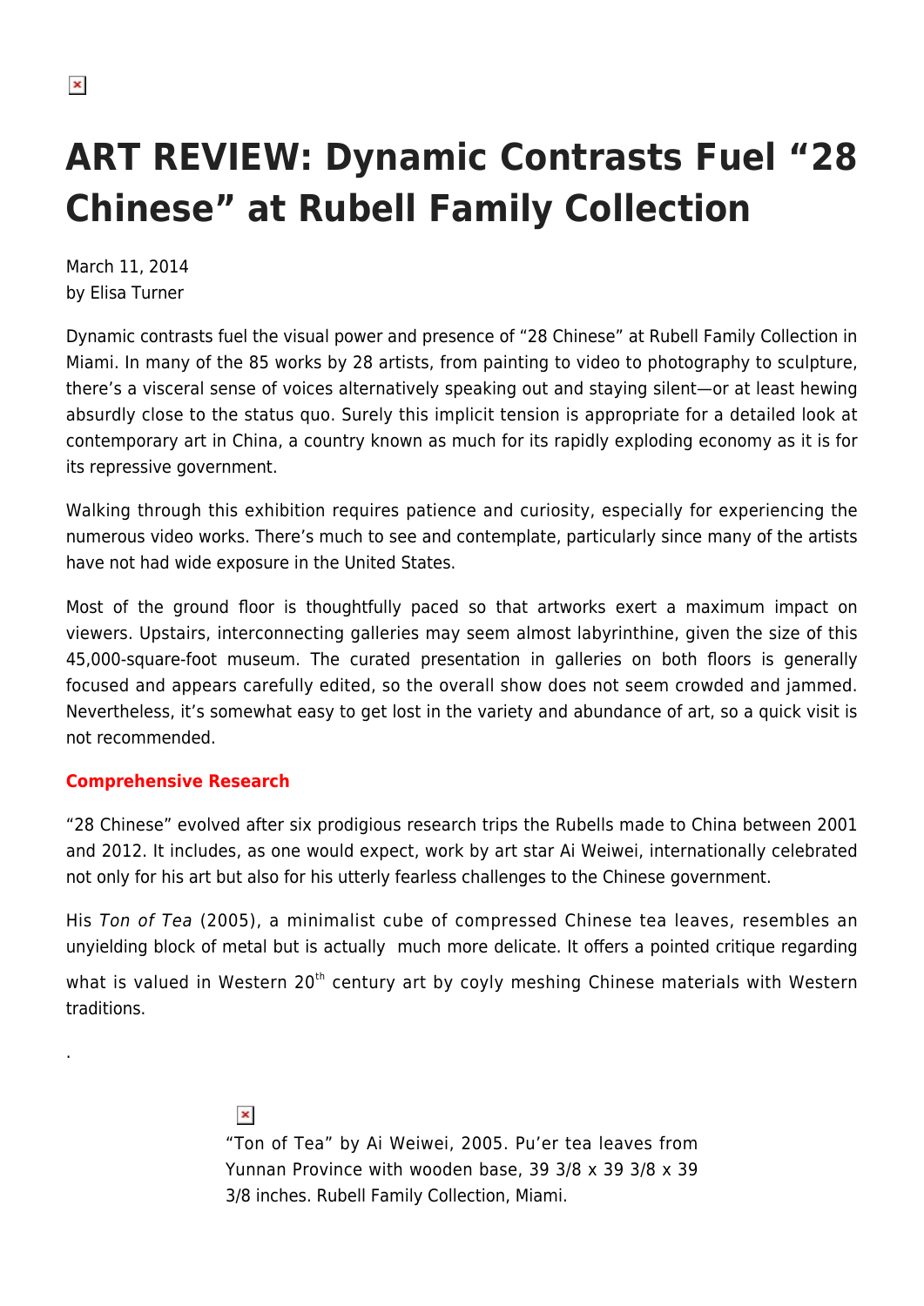# ART REVIEW: Dynamic Contrasts Fuel "28 Chinese" at Rubell Family Collection

March 11, 2014
by Elisa Turner

Dynamic contrasts fuel the visual power and presence of "28 Chinese" at Rubell Family Collection in Miami. In many of the 85 works by 28 artists, from painting to video to photography to sculpture, there's a visceral sense of voices alternatively speaking out and staying silent—or at least hewing absurdly close to the status quo. Surely this implicit tension is appropriate for a detailed look at contemporary art in China, a country known as much for its rapidly exploding economy as it is for its repressive government.

Walking through this exhibition requires patience and curiosity, especially for experiencing the numerous video works. There's much to see and contemplate, particularly since many of the artists have not had wide exposure in the United States.

Most of the ground floor is thoughtfully paced so that artworks exert a maximum impact on viewers. Upstairs, interconnecting galleries may seem almost labyrinthine, given the size of this 45,000-square-foot museum. The curated presentation in galleries on both floors is generally focused and appears carefully edited, so the overall show does not seem crowded and jammed. Nevertheless, it's somewhat easy to get lost in the variety and abundance of art, so a quick visit is not recommended.

**Comprehensive Research**

"28 Chinese" evolved after six prodigious research trips the Rubells made to China between 2001 and 2012. It includes, as one would expect, work by art star Ai Weiwei, internationally celebrated not only for his art but also for his utterly fearless challenges to the Chinese government.

His *Ton of Tea* (2005), a minimalist cube of compressed Chinese tea leaves, resembles an unyielding block of metal but is actually much more delicate. It offers a pointed critique regarding what is valued in Western 20th century art by coyly meshing Chinese materials with Western traditions.

.

"Ton of Tea" by Ai Weiwei, 2005. Pu'er tea leaves from Yunnan Province with wooden base, 39 3/8 x 39 3/8 x 39 3/8 inches. Rubell Family Collection, Miami.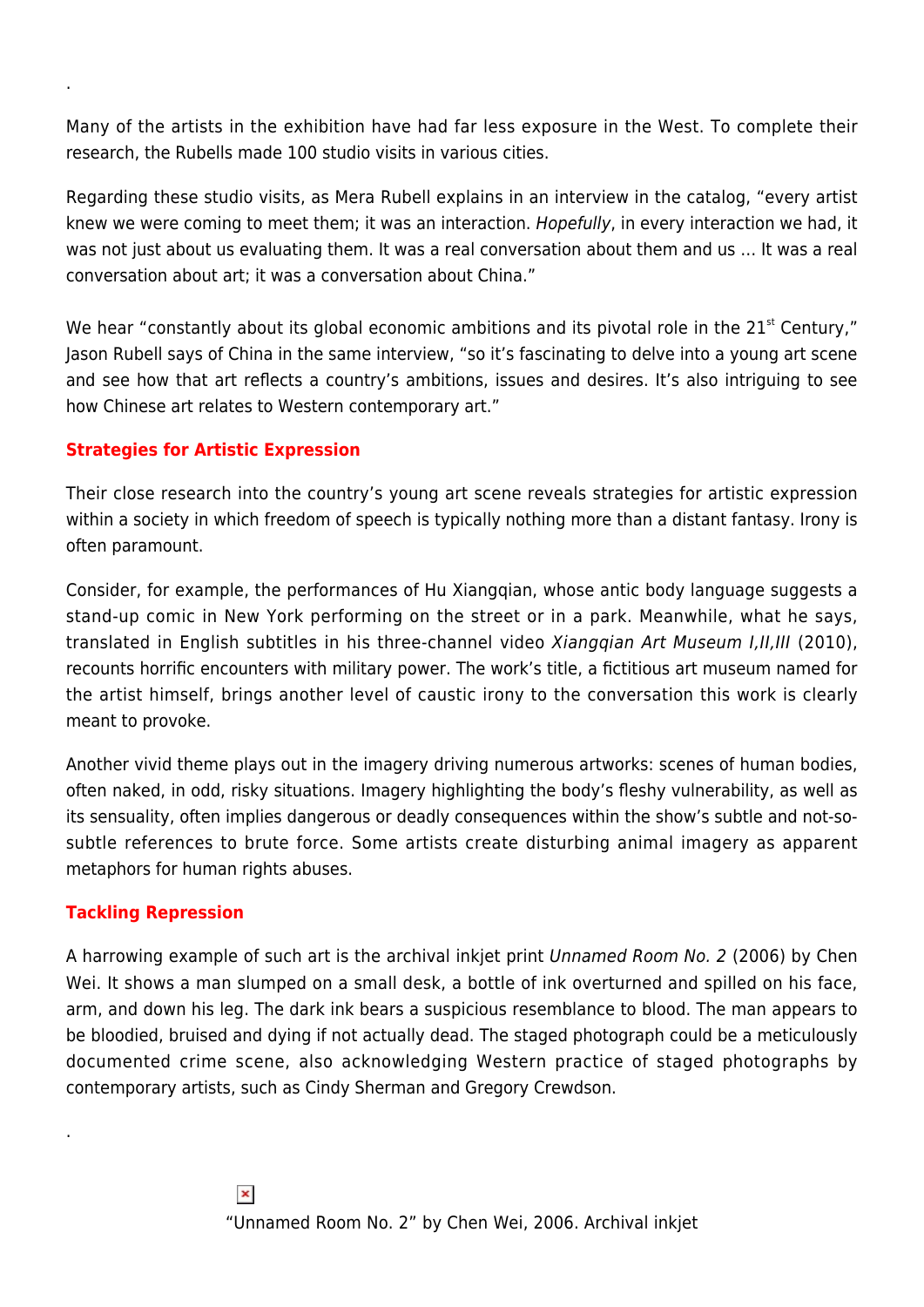Many of the artists in the exhibition have had far less exposure in the West. To complete their research, the Rubells made 100 studio visits in various cities.

Regarding these studio visits, as Mera Rubell explains in an interview in the catalog, "every artist knew we were coming to meet them; it was an interaction. *Hopefully*, in every interaction we had, it was not just about us evaluating them. It was a real conversation about them and us … It was a real conversation about art; it was a conversation about China."

We hear "constantly about its global economic ambitions and its pivotal role in the 21st Century," Jason Rubell says of China in the same interview, "so it's fascinating to delve into a young art scene and see how that art reflects a country's ambitions, issues and desires. It's also intriguing to see how Chinese art relates to Western contemporary art."

### Strategies for Artistic Expression

Their close research into the country's young art scene reveals strategies for artistic expression within a society in which freedom of speech is typically nothing more than a distant fantasy. Irony is often paramount.

Consider, for example, the performances of Hu Xiangqian, whose antic body language suggests a stand-up comic in New York performing on the street or in a park. Meanwhile, what he says, translated in English subtitles in his three-channel video *Xiangqian Art Museum I,II,III* (2010), recounts horrific encounters with military power. The work's title, a fictitious art museum named for the artist himself, brings another level of caustic irony to the conversation this work is clearly meant to provoke.

Another vivid theme plays out in the imagery driving numerous artworks: scenes of human bodies, often naked, in odd, risky situations. Imagery highlighting the body's fleshy vulnerability, as well as its sensuality, often implies dangerous or deadly consequences within the show's subtle and not-so-subtle references to brute force. Some artists create disturbing animal imagery as apparent metaphors for human rights abuses.

### Tackling Repression

A harrowing example of such art is the archival inkjet print *Unnamed Room No. 2* (2006) by Chen Wei. It shows a man slumped on a small desk, a bottle of ink overturned and spilled on his face, arm, and down his leg. The dark ink bears a suspicious resemblance to blood. The man appears to be bloodied, bruised and dying if not actually dead. The staged photograph could be a meticulously documented crime scene, also acknowledging Western practice of staged photographs by contemporary artists, such as Cindy Sherman and Gregory Crewdson.

"Unnamed Room No. 2" by Chen Wei, 2006. Archival inkjet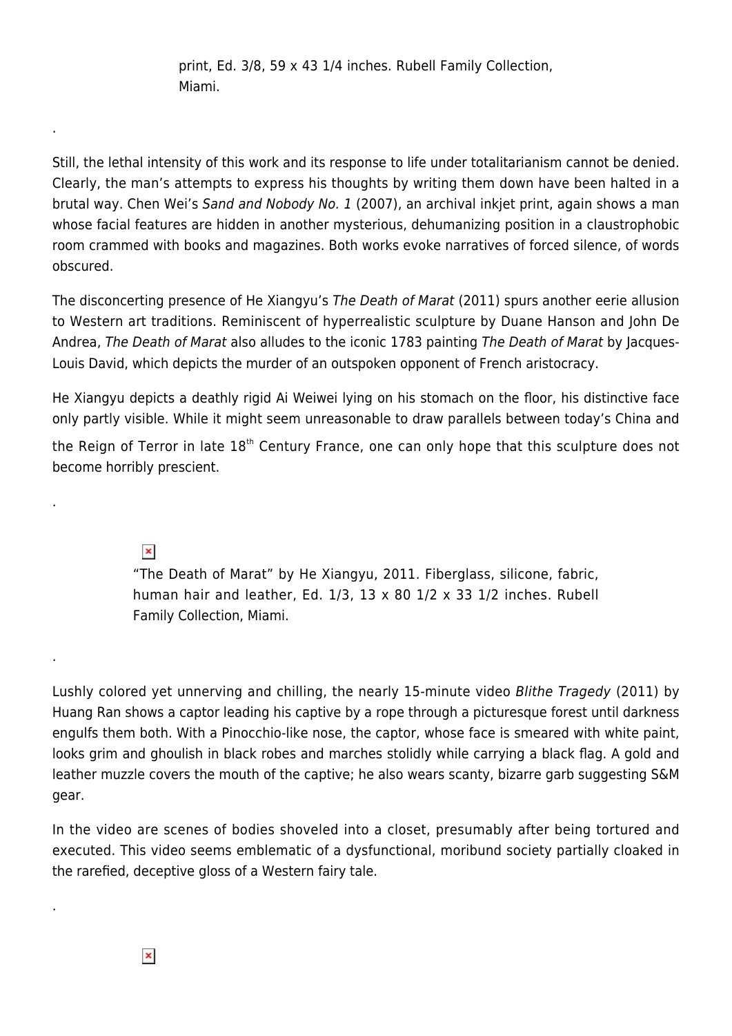print, Ed. 3/8, 59 x 43 1/4 inches. Rubell Family Collection, Miami.

.

Still, the lethal intensity of this work and its response to life under totalitarianism cannot be denied. Clearly, the man's attempts to express his thoughts by writing them down have been halted in a brutal way. Chen Wei's *Sand and Nobody No. 1* (2007), an archival inkjet print, again shows a man whose facial features are hidden in another mysterious, dehumanizing position in a claustrophobic room crammed with books and magazines. Both works evoke narratives of forced silence, of words obscured.

The disconcerting presence of He Xiangyu's *The Death of Marat* (2011) spurs another eerie allusion to Western art traditions. Reminiscent of hyperrealistic sculpture by Duane Hanson and John De Andrea, *The Death of Marat* also alludes to the iconic 1783 painting *The Death of Marat* by Jacques-Louis David, which depicts the murder of an outspoken opponent of French aristocracy.

He Xiangyu depicts a deathly rigid Ai Weiwei lying on his stomach on the floor, his distinctive face only partly visible. While it might seem unreasonable to draw parallels between today's China and the Reign of Terror in late 18th Century France, one can only hope that this sculpture does not become horribly prescient.

.

"The Death of Marat" by He Xiangyu, 2011. Fiberglass, silicone, fabric, human hair and leather, Ed. 1/3, 13 x 80 1/2 x 33 1/2 inches. Rubell Family Collection, Miami.

.

Lushly colored yet unnerving and chilling, the nearly 15-minute video *Blithe Tragedy* (2011) by Huang Ran shows a captor leading his captive by a rope through a picturesque forest until darkness engulfs them both. With a Pinocchio-like nose, the captor, whose face is smeared with white paint, looks grim and ghoulish in black robes and marches stolidly while carrying a black flag. A gold and leather muzzle covers the mouth of the captive; he also wears scanty, bizarre garb suggesting S&M gear.

In the video are scenes of bodies shoveled into a closet, presumably after being tortured and executed. This video seems emblematic of a dysfunctional, moribund society partially cloaked in the rarefied, deceptive gloss of a Western fairy tale.

.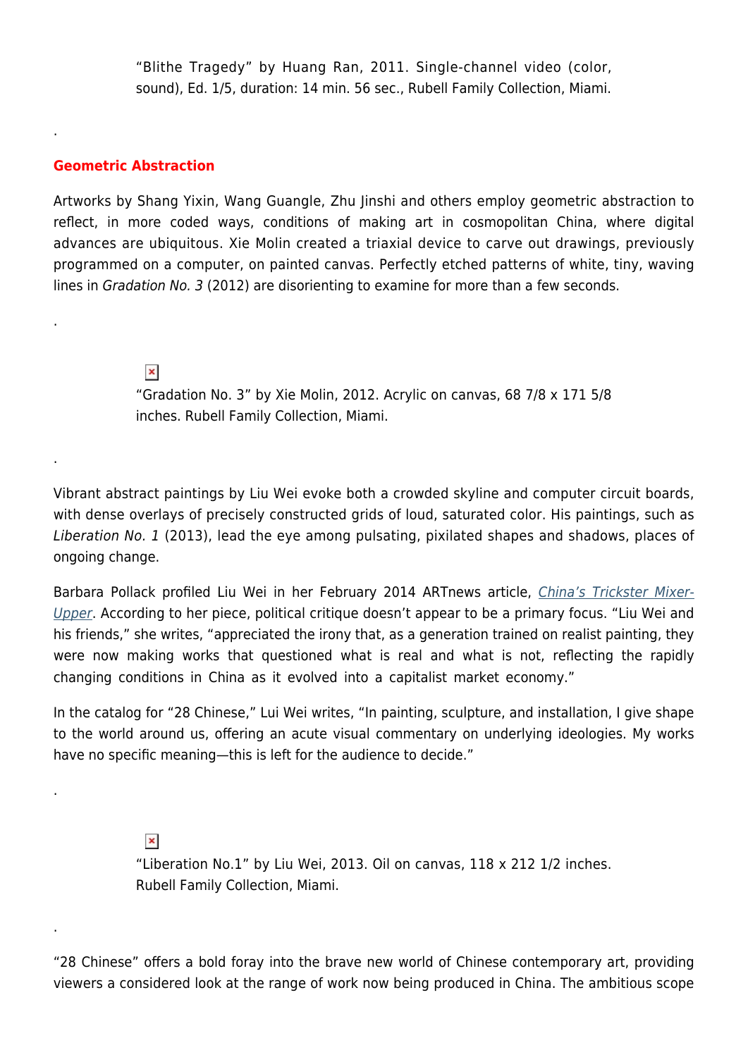"Blithe Tragedy" by Huang Ran, 2011. Single-channel video (color, sound), Ed. 1/5, duration: 14 min. 56 sec., Rubell Family Collection, Miami.

.

## Geometric Abstraction

Artworks by Shang Yixin, Wang Guangle, Zhu Jinshi and others employ geometric abstraction to reflect, in more coded ways, conditions of making art in cosmopolitan China, where digital advances are ubiquitous. Xie Molin created a triaxial device to carve out drawings, previously programmed on a computer, on painted canvas. Perfectly etched patterns of white, tiny, waving lines in *Gradation No. 3* (2012) are disorienting to examine for more than a few seconds.

.

"Gradation No. 3" by Xie Molin, 2012. Acrylic on canvas, 68 7/8 x 171 5/8 inches. Rubell Family Collection, Miami.

.

Vibrant abstract paintings by Liu Wei evoke both a crowded skyline and computer circuit boards, with dense overlays of precisely constructed grids of loud, saturated color. His paintings, such as *Liberation No. 1* (2013), lead the eye among pulsating, pixilated shapes and shadows, places of ongoing change.

Barbara Pollack profiled Liu Wei in her February 2014 ARTnews article, *China's Trickster Mixer-Upper*. According to her piece, political critique doesn't appear to be a primary focus. "Liu Wei and his friends," she writes, "appreciated the irony that, as a generation trained on realist painting, they were now making works that questioned what is real and what is not, reflecting the rapidly changing conditions in China as it evolved into a capitalist market economy."

In the catalog for "28 Chinese," Lui Wei writes, "In painting, sculpture, and installation, I give shape to the world around us, offering an acute visual commentary on underlying ideologies. My works have no specific meaning—this is left for the audience to decide."

.

"Liberation No.1" by Liu Wei, 2013. Oil on canvas, 118 x 212 1/2 inches. Rubell Family Collection, Miami.

.

"28 Chinese" offers a bold foray into the brave new world of Chinese contemporary art, providing viewers a considered look at the range of work now being produced in China. The ambitious scope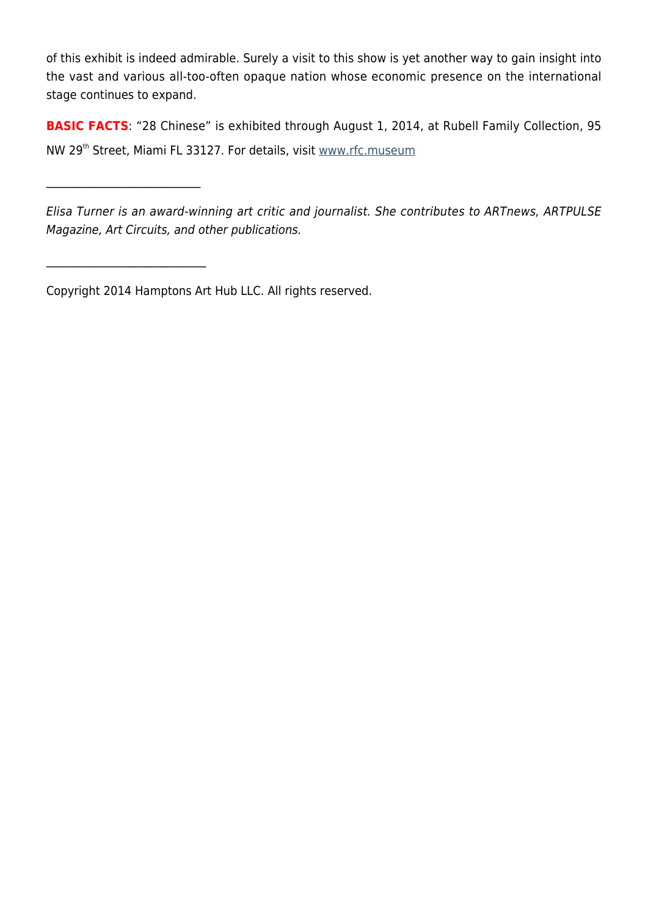of this exhibit is indeed admirable. Surely a visit to this show is yet another way to gain insight into the vast and various all-too-often opaque nation whose economic presence on the international stage continues to expand.

**BASIC FACTS**: "28 Chinese" is exhibited through August 1, 2014, at Rubell Family Collection, 95 NW 29th Street, Miami FL 33127. For details, visit www.rfc.museum

---

*Elisa Turner is an award-winning art critic and journalist. She contributes to ARTnews, ARTPULSE Magazine, Art Circuits, and other publications.*

---

Copyright 2014 Hamptons Art Hub LLC. All rights reserved.